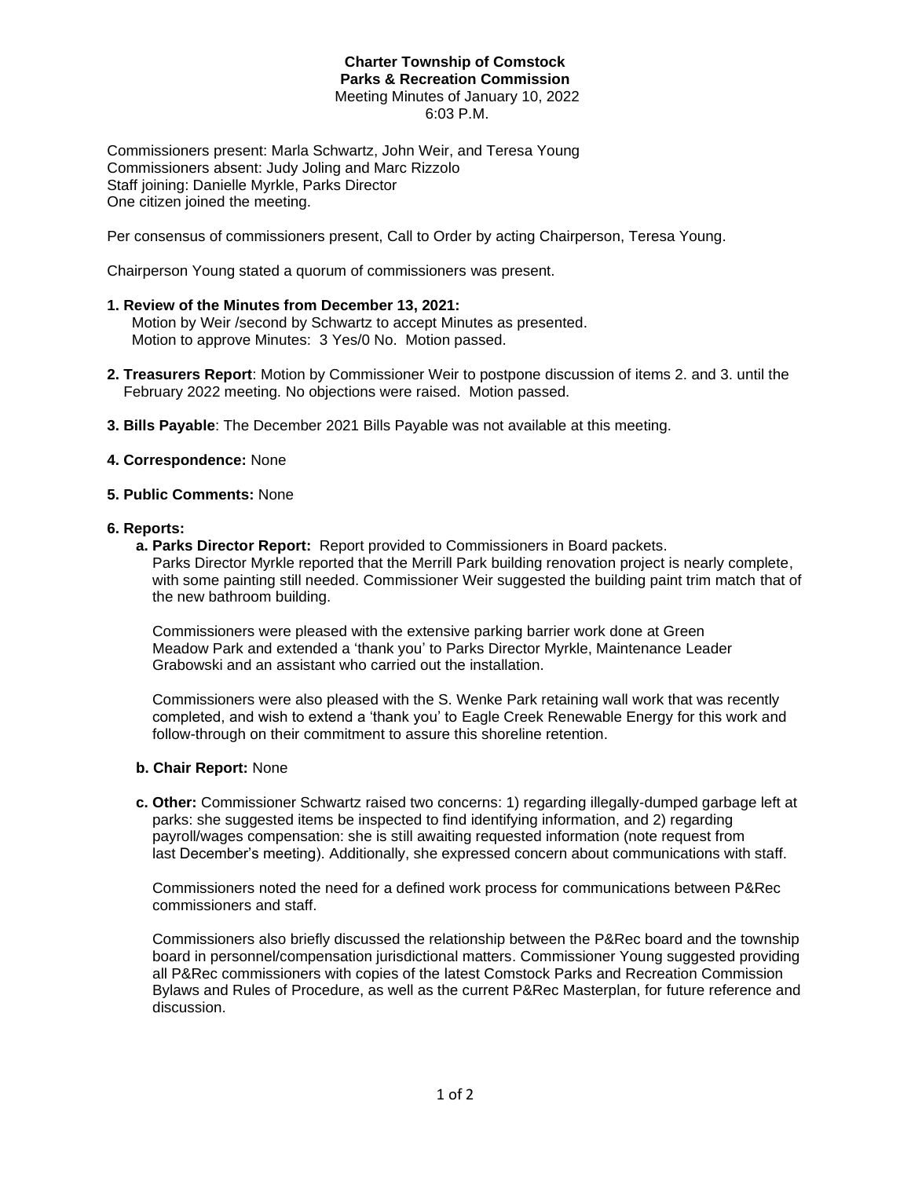**Charter Township of Comstock**
**Parks & Recreation Commission**
Meeting Minutes of January 10, 2022
6:03 P.M.

Commissioners present: Marla Schwartz, John Weir, and Teresa Young
Commissioners absent: Judy Joling and Marc Rizzolo
Staff joining: Danielle Myrkle, Parks Director
One citizen joined the meeting.

Per consensus of commissioners present, Call to Order by acting Chairperson, Teresa Young.

Chairperson Young stated a quorum of commissioners was present.

**1. Review of the Minutes from December 13, 2021:**
Motion by Weir /second by Schwartz to accept Minutes as presented.
Motion to approve Minutes: 3 Yes/0 No. Motion passed.

**2. Treasurers Report**: Motion by Commissioner Weir to postpone discussion of items 2. and 3. until the February 2022 meeting. No objections were raised. Motion passed.

**3. Bills Payable**: The December 2021 Bills Payable was not available at this meeting.

**4. Correspondence:** None

**5. Public Comments:** None

**6. Reports:**

**a. Parks Director Report:** Report provided to Commissioners in Board packets.
Parks Director Myrkle reported that the Merrill Park building renovation project is nearly complete, with some painting still needed. Commissioner Weir suggested the building paint trim match that of the new bathroom building.

Commissioners were pleased with the extensive parking barrier work done at Green Meadow Park and extended a 'thank you' to Parks Director Myrkle, Maintenance Leader Grabowski and an assistant who carried out the installation.

Commissioners were also pleased with the S. Wenke Park retaining wall work that was recently completed, and wish to extend a 'thank you' to Eagle Creek Renewable Energy for this work and follow-through on their commitment to assure this shoreline retention.

**b. Chair Report:** None

**c. Other:** Commissioner Schwartz raised two concerns: 1) regarding illegally-dumped garbage left at parks: she suggested items be inspected to find identifying information, and 2) regarding payroll/wages compensation: she is still awaiting requested information (note request from last December's meeting). Additionally, she expressed concern about communications with staff.

Commissioners noted the need for a defined work process for communications between P&Rec commissioners and staff.

Commissioners also briefly discussed the relationship between the P&Rec board and the township board in personnel/compensation jurisdictional matters. Commissioner Young suggested providing all P&Rec commissioners with copies of the latest Comstock Parks and Recreation Commission Bylaws and Rules of Procedure, as well as the current P&Rec Masterplan, for future reference and discussion.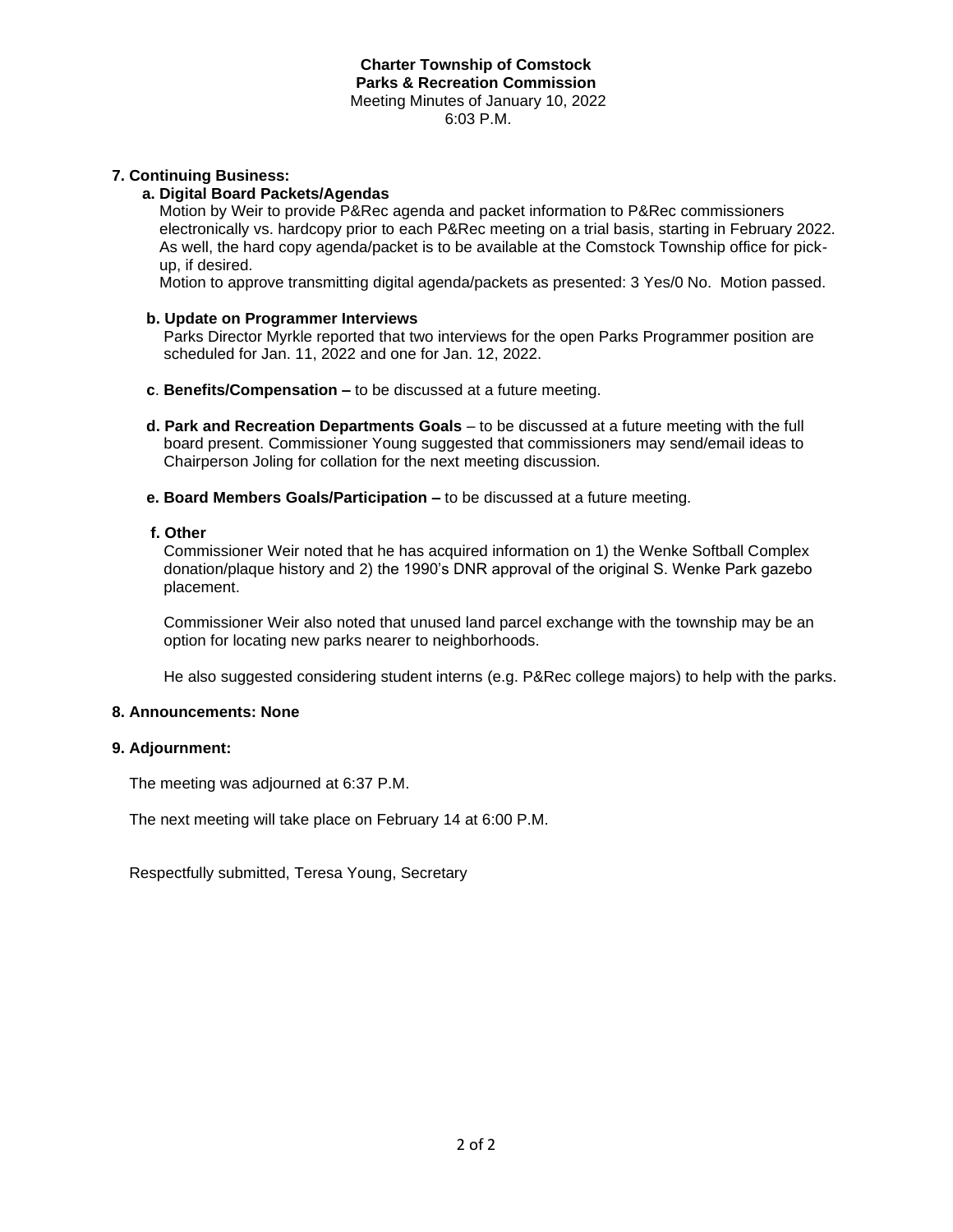**Charter Township of Comstock**
**Parks & Recreation Commission**
Meeting Minutes of January 10, 2022
6:03 P.M.

**7. Continuing Business:**

**a. Digital Board Packets/Agendas**

Motion by Weir to provide P&Rec agenda and packet information to P&Rec commissioners electronically vs. hardcopy prior to each P&Rec meeting on a trial basis, starting in February 2022. As well, the hard copy agenda/packet is to be available at the Comstock Township office for pick-up, if desired.

Motion to approve transmitting digital agenda/packets as presented: 3 Yes/0 No. Motion passed.

**b. Update on Programmer Interviews**

Parks Director Myrkle reported that two interviews for the open Parks Programmer position are scheduled for Jan. 11, 2022 and one for Jan. 12, 2022.

**c**. **Benefits/Compensation –** to be discussed at a future meeting.

**d. Park and Recreation Departments Goals** – to be discussed at a future meeting with the full board present. Commissioner Young suggested that commissioners may send/email ideas to Chairperson Joling for collation for the next meeting discussion.

**e. Board Members Goals/Participation –** to be discussed at a future meeting.

**f. Other**

Commissioner Weir noted that he has acquired information on 1) the Wenke Softball Complex donation/plaque history and 2) the 1990's DNR approval of the original S. Wenke Park gazebo placement.

Commissioner Weir also noted that unused land parcel exchange with the township may be an option for locating new parks nearer to neighborhoods.

He also suggested considering student interns (e.g. P&Rec college majors) to help with the parks.

**8. Announcements: None**

**9. Adjournment:**

The meeting was adjourned at 6:37 P.M.

The next meeting will take place on February 14 at 6:00 P.M.

Respectfully submitted, Teresa Young, Secretary